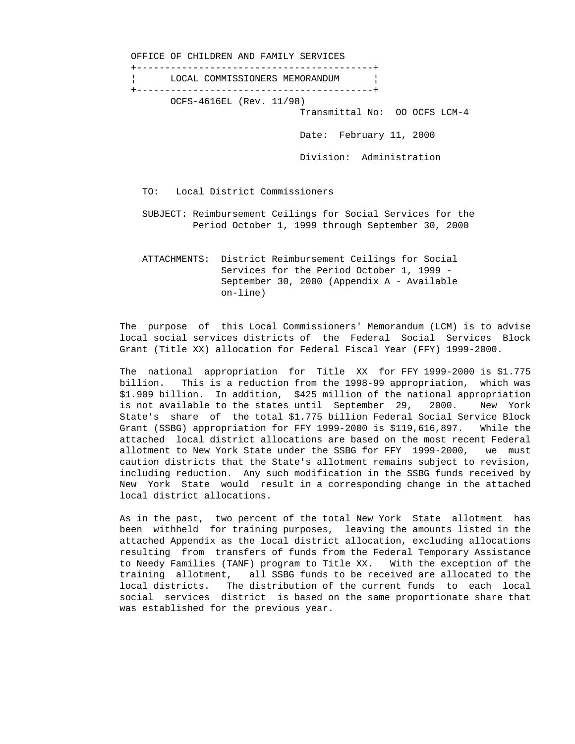OFFICE OF CHILDREN AND FAMILY SERVICES

| LOCAL COMMISSIONERS MEMORANDUM |
|---|

OCFS-4616EL (Rev. 11/98)

Transmittal No: OO OCFS LCM-4

Date: February 11, 2000

Division: Administration

TO: Local District Commissioners

SUBJECT: Reimbursement Ceilings for Social Services for the Period October 1, 1999 through September 30, 2000

ATTACHMENTS: District Reimbursement Ceilings for Social Services for the Period October 1, 1999 - September 30, 2000 (Appendix A - Available on-line)

The purpose of this Local Commissioners' Memorandum (LCM) is to advise local social services districts of the Federal Social Services Block Grant (Title XX) allocation for Federal Fiscal Year (FFY) 1999-2000.

The national appropriation for Title XX for FFY 1999-2000 is $1.775 billion. This is a reduction from the 1998-99 appropriation, which was $1.909 billion. In addition, $425 million of the national appropriation is not available to the states until September 29, 2000. New York State's share of the total $1.775 billion Federal Social Service Block Grant (SSBG) appropriation for FFY 1999-2000 is $119,616,897. While the attached local district allocations are based on the most recent Federal allotment to New York State under the SSBG for FFY 1999-2000, we must caution districts that the State's allotment remains subject to revision, including reduction. Any such modification in the SSBG funds received by New York State would result in a corresponding change in the attached local district allocations.

As in the past, two percent of the total New York State allotment has been withheld for training purposes, leaving the amounts listed in the attached Appendix as the local district allocation, excluding allocations resulting from transfers of funds from the Federal Temporary Assistance to Needy Families (TANF) program to Title XX. With the exception of the training allotment, all SSBG funds to be received are allocated to the local districts. The distribution of the current funds to each local social services district is based on the same proportionate share that was established for the previous year.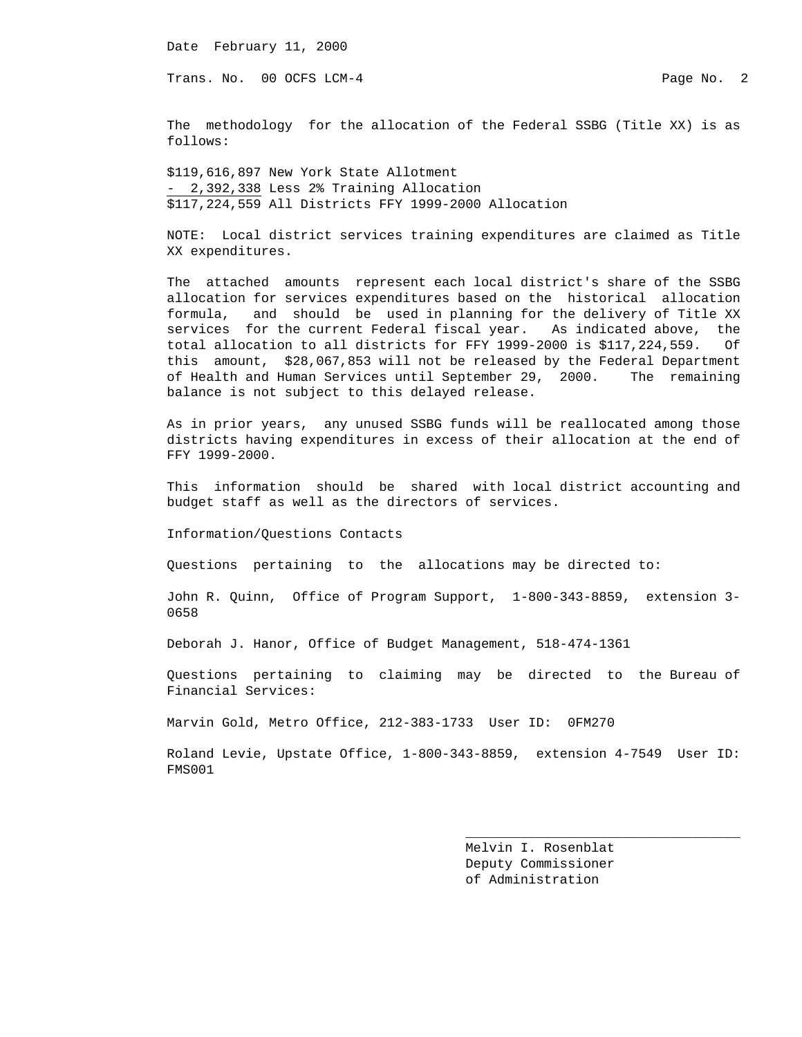Date February 11, 2000

Trans. No. 00 OCFS LCM-4

The methodology for the allocation of the Federal SSBG (Title XX) is as follows:

$119,616,897 New York State Allotment
\- 2,392,338 Less 2% Training Allocation
$117,224,559 All Districts FFY 1999-2000 Allocation

NOTE: Local district services training expenditures are claimed as Title XX expenditures.

The attached amounts represent each local district's share of the SSBG allocation for services expenditures based on the historical allocation formula, and should be used in planning for the delivery of Title XX services for the current Federal fiscal year. As indicated above, the total allocation to all districts for FFY 1999-2000 is $117,224,559. Of this amount, $28,067,853 will not be released by the Federal Department of Health and Human Services until September 29, 2000. The remaining balance is not subject to this delayed release.

As in prior years, any unused SSBG funds will be reallocated among those districts having expenditures in excess of their allocation at the end of FFY 1999-2000.

This information should be shared with local district accounting and budget staff as well as the directors of services.

Information/Questions Contacts

Questions pertaining to the allocations may be directed to:

John R. Quinn, Office of Program Support, 1-800-343-8859, extension 3-0658

Deborah J. Hanor, Office of Budget Management, 518-474-1361

Questions pertaining to claiming may be directed to the Bureau of Financial Services:

Marvin Gold, Metro Office, 212-383-1733 User ID: 0FM270

Roland Levie, Upstate Office, 1-800-343-8859, extension 4-7549 User ID: FMS001

Melvin I. Rosenblat
Deputy Commissioner
of Administration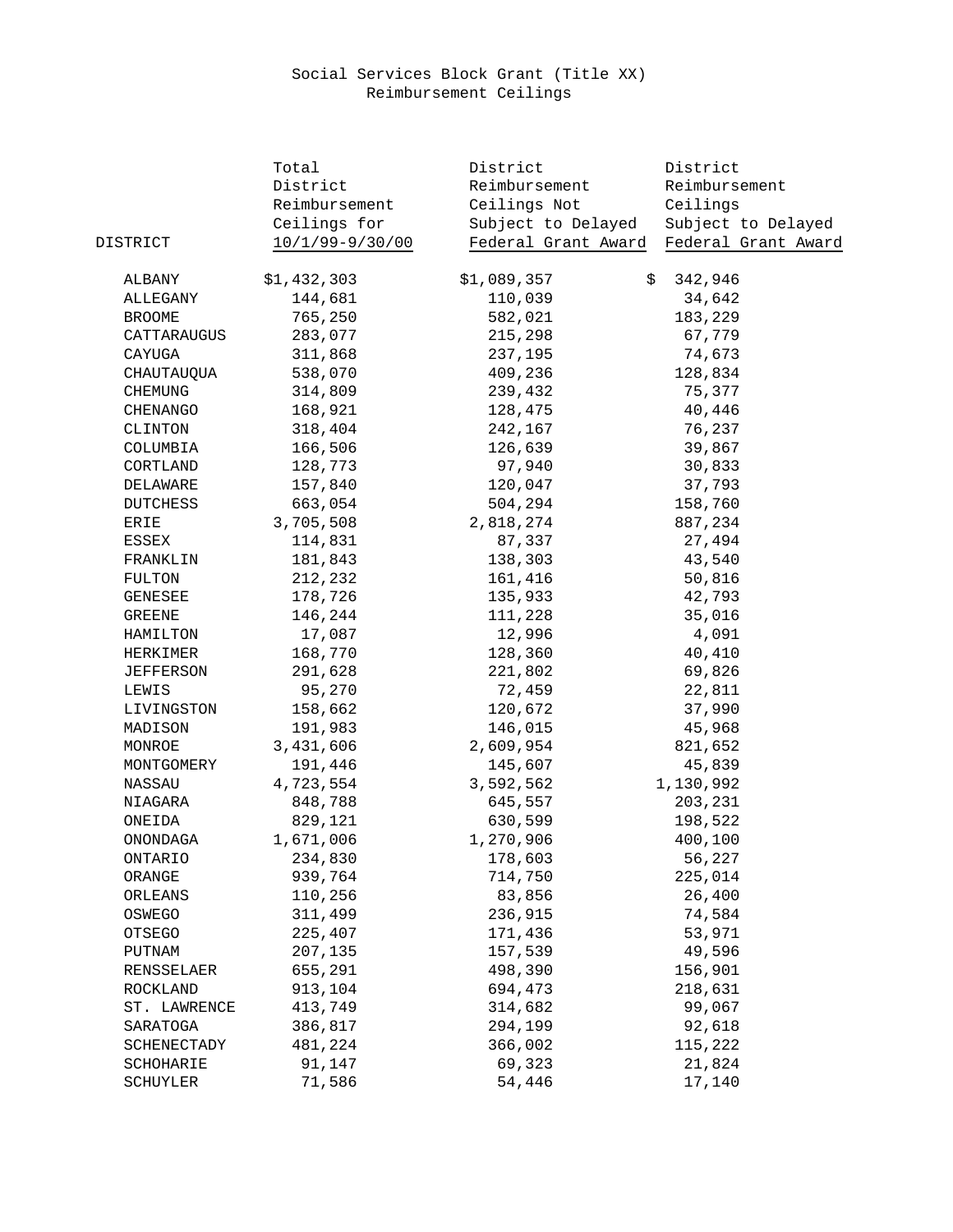Social Services Block Grant (Title XX)
Reimbursement Ceilings

| DISTRICT | Total District Reimbursement Ceilings for 10/1/99-9/30/00 | District Reimbursement Ceilings Not Subject to Delayed Federal Grant Award | District Reimbursement Ceilings Subject to Delayed Federal Grant Award |
|---|---|---|---|
| ALBANY | $1,432,303 | $1,089,357 | $ 342,946 |
| ALLEGANY | 144,681 | 110,039 | 34,642 |
| BROOME | 765,250 | 582,021 | 183,229 |
| CATTARAUGUS | 283,077 | 215,298 | 67,779 |
| CAYUGA | 311,868 | 237,195 | 74,673 |
| CHAUTAUQUA | 538,070 | 409,236 | 128,834 |
| CHEMUNG | 314,809 | 239,432 | 75,377 |
| CHENANGO | 168,921 | 128,475 | 40,446 |
| CLINTON | 318,404 | 242,167 | 76,237 |
| COLUMBIA | 166,506 | 126,639 | 39,867 |
| CORTLAND | 128,773 | 97,940 | 30,833 |
| DELAWARE | 157,840 | 120,047 | 37,793 |
| DUTCHESS | 663,054 | 504,294 | 158,760 |
| ERIE | 3,705,508 | 2,818,274 | 887,234 |
| ESSEX | 114,831 | 87,337 | 27,494 |
| FRANKLIN | 181,843 | 138,303 | 43,540 |
| FULTON | 212,232 | 161,416 | 50,816 |
| GENESEE | 178,726 | 135,933 | 42,793 |
| GREENE | 146,244 | 111,228 | 35,016 |
| HAMILTON | 17,087 | 12,996 | 4,091 |
| HERKIMER | 168,770 | 128,360 | 40,410 |
| JEFFERSON | 291,628 | 221,802 | 69,826 |
| LEWIS | 95,270 | 72,459 | 22,811 |
| LIVINGSTON | 158,662 | 120,672 | 37,990 |
| MADISON | 191,983 | 146,015 | 45,968 |
| MONROE | 3,431,606 | 2,609,954 | 821,652 |
| MONTGOMERY | 191,446 | 145,607 | 45,839 |
| NASSAU | 4,723,554 | 3,592,562 | 1,130,992 |
| NIAGARA | 848,788 | 645,557 | 203,231 |
| ONEIDA | 829,121 | 630,599 | 198,522 |
| ONONDAGA | 1,671,006 | 1,270,906 | 400,100 |
| ONTARIO | 234,830 | 178,603 | 56,227 |
| ORANGE | 939,764 | 714,750 | 225,014 |
| ORLEANS | 110,256 | 83,856 | 26,400 |
| OSWEGO | 311,499 | 236,915 | 74,584 |
| OTSEGO | 225,407 | 171,436 | 53,971 |
| PUTNAM | 207,135 | 157,539 | 49,596 |
| RENSSELAER | 655,291 | 498,390 | 156,901 |
| ROCKLAND | 913,104 | 694,473 | 218,631 |
| ST. LAWRENCE | 413,749 | 314,682 | 99,067 |
| SARATOGA | 386,817 | 294,199 | 92,618 |
| SCHENECTADY | 481,224 | 366,002 | 115,222 |
| SCHOHARIE | 91,147 | 69,323 | 21,824 |
| SCHUYLER | 71,586 | 54,446 | 17,140 |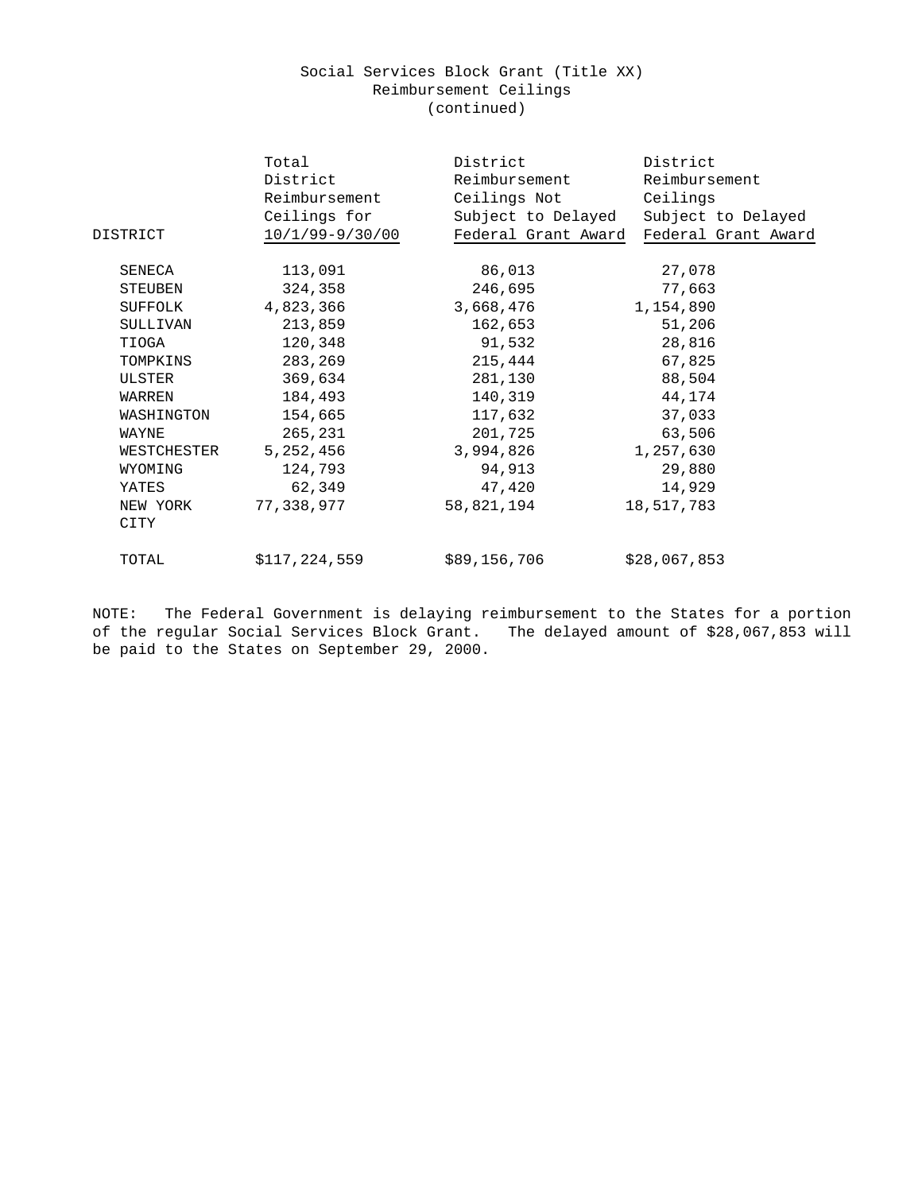Social Services Block Grant (Title XX)
Reimbursement Ceilings
(continued)

| DISTRICT | Total District Reimbursement Ceilings for 10/1/99-9/30/00 | District Reimbursement Ceilings Not Subject to Delayed Federal Grant Award | District Reimbursement Ceilings Subject to Delayed Federal Grant Award |
|---|---|---|---|
| SENECA | 113,091 | 86,013 | 27,078 |
| STEUBEN | 324,358 | 246,695 | 77,663 |
| SUFFOLK | 4,823,366 | 3,668,476 | 1,154,890 |
| SULLIVAN | 213,859 | 162,653 | 51,206 |
| TIOGA | 120,348 | 91,532 | 28,816 |
| TOMPKINS | 283,269 | 215,444 | 67,825 |
| ULSTER | 369,634 | 281,130 | 88,504 |
| WARREN | 184,493 | 140,319 | 44,174 |
| WASHINGTON | 154,665 | 117,632 | 37,033 |
| WAYNE | 265,231 | 201,725 | 63,506 |
| WESTCHESTER | 5,252,456 | 3,994,826 | 1,257,630 |
| WYOMING | 124,793 | 94,913 | 29,880 |
| YATES | 62,349 | 47,420 | 14,929 |
| NEW YORK CITY | 77,338,977 | 58,821,194 | 18,517,783 |
| TOTAL | $117,224,559 | $89,156,706 | $28,067,853 |

NOTE: The Federal Government is delaying reimbursement to the States for a portion of the regular Social Services Block Grant. The delayed amount of $28,067,853 will be paid to the States on September 29, 2000.